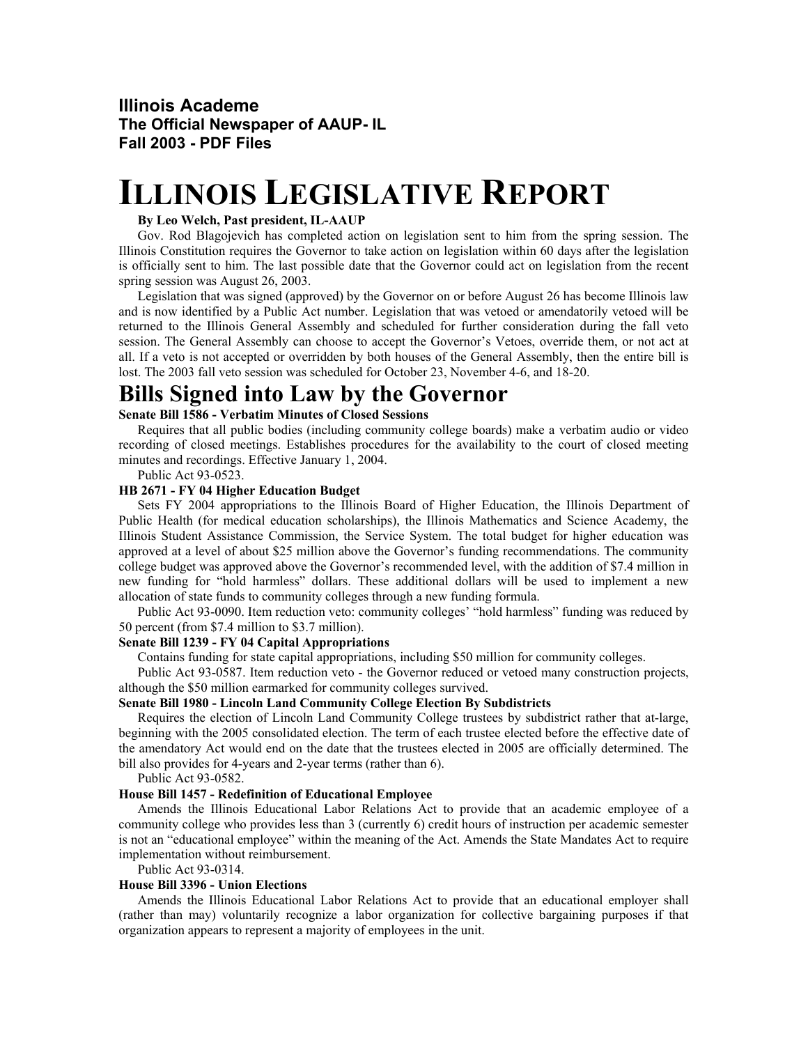**Illinois Academe**
**The Official Newspaper of AAUP- IL**
**Fall 2003 - PDF Files**

# ILLINOIS LEGISLATIVE REPORT

**By Leo Welch, Past president, IL-AAUP**

Gov. Rod Blagojevich has completed action on legislation sent to him from the spring session. The Illinois Constitution requires the Governor to take action on legislation within 60 days after the legislation is officially sent to him. The last possible date that the Governor could act on legislation from the recent spring session was August 26, 2003.

Legislation that was signed (approved) by the Governor on or before August 26 has become Illinois law and is now identified by a Public Act number. Legislation that was vetoed or amendatorily vetoed will be returned to the Illinois General Assembly and scheduled for further consideration during the fall veto session. The General Assembly can choose to accept the Governor's Vetoes, override them, or not act at all. If a veto is not accepted or overridden by both houses of the General Assembly, then the entire bill is lost. The 2003 fall veto session was scheduled for October 23, November 4-6, and 18-20.

## Bills Signed into Law by the Governor

**Senate Bill 1586 - Verbatim Minutes of Closed Sessions**

Requires that all public bodies (including community college boards) make a verbatim audio or video recording of closed meetings. Establishes procedures for the availability to the court of closed meeting minutes and recordings. Effective January 1, 2004.

Public Act 93-0523.

**HB 2671 - FY 04 Higher Education Budget**

Sets FY 2004 appropriations to the Illinois Board of Higher Education, the Illinois Department of Public Health (for medical education scholarships), the Illinois Mathematics and Science Academy, the Illinois Student Assistance Commission, the Service System. The total budget for higher education was approved at a level of about $25 million above the Governor's funding recommendations. The community college budget was approved above the Governor's recommended level, with the addition of $7.4 million in new funding for "hold harmless" dollars. These additional dollars will be used to implement a new allocation of state funds to community colleges through a new funding formula.

Public Act 93-0090. Item reduction veto: community colleges' "hold harmless" funding was reduced by 50 percent (from $7.4 million to $3.7 million).

**Senate Bill 1239 - FY 04 Capital Appropriations**

Contains funding for state capital appropriations, including $50 million for community colleges.

Public Act 93-0587. Item reduction veto - the Governor reduced or vetoed many construction projects, although the $50 million earmarked for community colleges survived.

**Senate Bill 1980 - Lincoln Land Community College Election By Subdistricts**

Requires the election of Lincoln Land Community College trustees by subdistrict rather that at-large, beginning with the 2005 consolidated election. The term of each trustee elected before the effective date of the amendatory Act would end on the date that the trustees elected in 2005 are officially determined. The bill also provides for 4-years and 2-year terms (rather than 6).

Public Act 93-0582.

**House Bill 1457 - Redefinition of Educational Employee**

Amends the Illinois Educational Labor Relations Act to provide that an academic employee of a community college who provides less than 3 (currently 6) credit hours of instruction per academic semester is not an "educational employee" within the meaning of the Act. Amends the State Mandates Act to require implementation without reimbursement.

Public Act 93-0314.

**House Bill 3396 - Union Elections**

Amends the Illinois Educational Labor Relations Act to provide that an educational employer shall (rather than may) voluntarily recognize a labor organization for collective bargaining purposes if that organization appears to represent a majority of employees in the unit.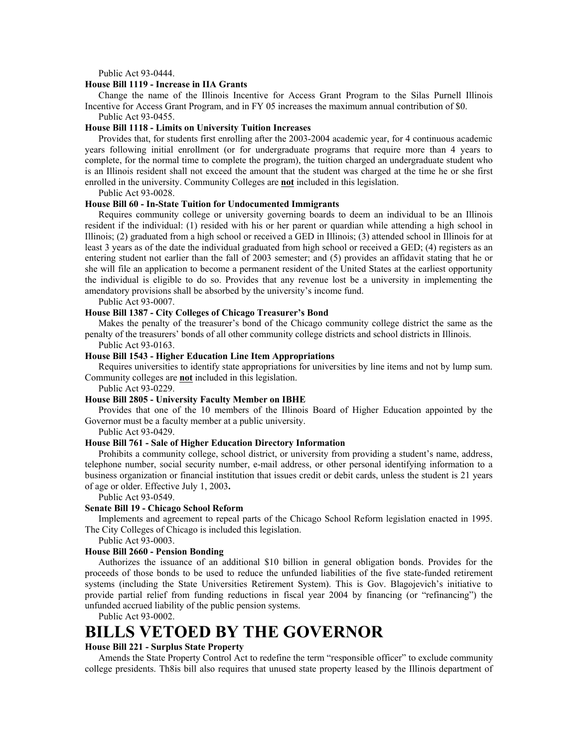Public Act 93-0444.

**House Bill 1119 - Increase in IIA Grants**

Change the name of the Illinois Incentive for Access Grant Program to the Silas Purnell Illinois Incentive for Access Grant Program, and in FY 05 increases the maximum annual contribution of $0.

Public Act 93-0455.

**House Bill 1118 - Limits on University Tuition Increases**

Provides that, for students first enrolling after the 2003-2004 academic year, for 4 continuous academic years following initial enrollment (or for undergraduate programs that require more than 4 years to complete, for the normal time to complete the program), the tuition charged an undergraduate student who is an Illinois resident shall not exceed the amount that the student was charged at the time he or she first enrolled in the university. Community Colleges are <u>**not**</u> included in this legislation.

Public Act 93-0028.

**House Bill 60 - In-State Tuition for Undocumented Immigrants**

Requires community college or university governing boards to deem an individual to be an Illinois resident if the individual: (1) resided with his or her parent or quardian while attending a high school in Illinois; (2) graduated from a high school or received a GED in Illinois; (3) attended school in Illinois for at least 3 years as of the date the individual graduated from high school or received a GED; (4) registers as an entering student not earlier than the fall of 2003 semester; and (5) provides an affidavit stating that he or she will file an application to become a permanent resident of the United States at the earliest opportunity the individual is eligible to do so. Provides that any revenue lost be a university in implementing the amendatory provisions shall be absorbed by the university's income fund.

Public Act 93-0007.

**House Bill 1387 - City Colleges of Chicago Treasurer's Bond**

Makes the penalty of the treasurer's bond of the Chicago community college district the same as the penalty of the treasurers' bonds of all other community college districts and school districts in Illinois.

Public Act 93-0163.

**House Bill 1543 - Higher Education Line Item Appropriations**

Requires universities to identify state appropriations for universities by line items and not by lump sum. Community colleges are <u>**not**</u> included in this legislation.

Public Act 93-0229.

**House Bill 2805 - University Faculty Member on IBHE**

Provides that one of the 10 members of the Illinois Board of Higher Education appointed by the Governor must be a faculty member at a public university.

Public Act 93-0429.

**House Bill 761 - Sale of Higher Education Directory Information**

Prohibits a community college, school district, or university from providing a student's name, address, telephone number, social security number, e-mail address, or other personal identifying information to a business organization or financial institution that issues credit or debit cards, unless the student is 21 years of age or older. Effective July 1, 2003**.**

Public Act 93-0549.

**Senate Bill 19 - Chicago School Reform**

Implements and agreement to repeal parts of the Chicago School Reform legislation enacted in 1995. The City Colleges of Chicago is included this legislation.

Public Act 93-0003.

**House Bill 2660 - Pension Bonding**

Authorizes the issuance of an additional $10 billion in general obligation bonds. Provides for the proceeds of those bonds to be used to reduce the unfunded liabilities of the five state-funded retirement systems (including the State Universities Retirement System). This is Gov. Blagojevich's initiative to provide partial relief from funding reductions in fiscal year 2004 by financing (or "refinancing") the unfunded accrued liability of the public pension systems.

Public Act 93-0002.

# BILLS VETOED BY THE GOVERNOR

**House Bill 221 - Surplus State Property**

Amends the State Property Control Act to redefine the term "responsible officer" to exclude community college presidents. Th8is bill also requires that unused state property leased by the Illinois department of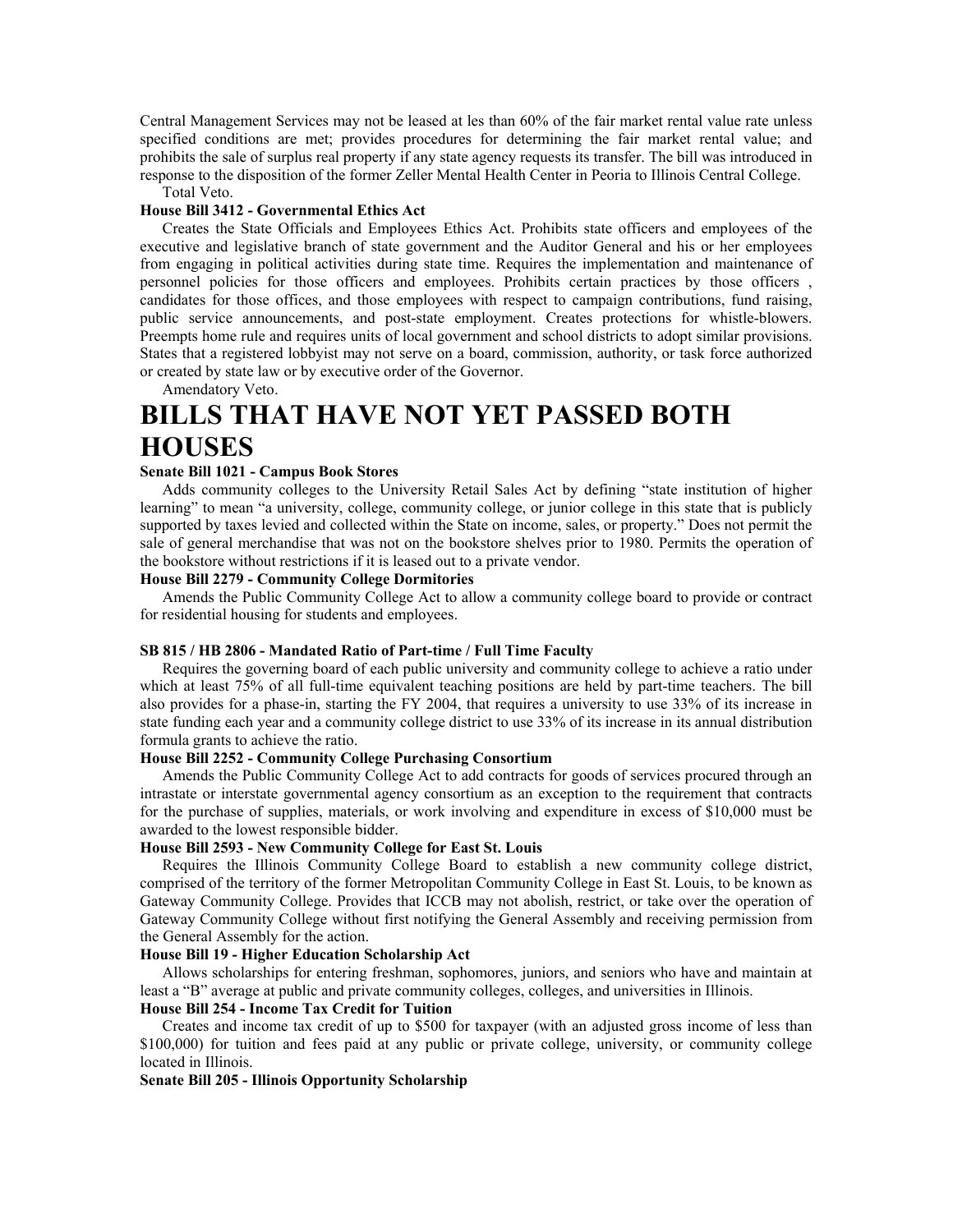Central Management Services may not be leased at les than 60% of the fair market rental value rate unless specified conditions are met; provides procedures for determining the fair market rental value; and prohibits the sale of surplus real property if any state agency requests its transfer. The bill was introduced in response to the disposition of the former Zeller Mental Health Center in Peoria to Illinois Central College.

Total Veto.

**House Bill 3412 - Governmental Ethics Act**

Creates the State Officials and Employees Ethics Act. Prohibits state officers and employees of the executive and legislative branch of state government and the Auditor General and his or her employees from engaging in political activities during state time. Requires the implementation and maintenance of personnel policies for those officers and employees. Prohibits certain practices by those officers , candidates for those offices, and those employees with respect to campaign contributions, fund raising, public service announcements, and post-state employment. Creates protections for whistle-blowers. Preempts home rule and requires units of local government and school districts to adopt similar provisions. States that a registered lobbyist may not serve on a board, commission, authority, or task force authorized or created by state law or by executive order of the Governor.

Amendatory Veto.

# BILLS THAT HAVE NOT YET PASSED BOTH HOUSES

**Senate Bill 1021 - Campus Book Stores**

Adds community colleges to the University Retail Sales Act by defining "state institution of higher learning" to mean "a university, college, community college, or junior college in this state that is publicly supported by taxes levied and collected within the State on income, sales, or property." Does not permit the sale of general merchandise that was not on the bookstore shelves prior to 1980. Permits the operation of the bookstore without restrictions if it is leased out to a private vendor.

**House Bill 2279 - Community College Dormitories**

Amends the Public Community College Act to allow a community college board to provide or contract for residential housing for students and employees.

**SB 815 / HB 2806 - Mandated Ratio of Part-time / Full Time Faculty**

Requires the governing board of each public university and community college to achieve a ratio under which at least 75% of all full-time equivalent teaching positions are held by part-time teachers. The bill also provides for a phase-in, starting the FY 2004, that requires a university to use 33% of its increase in state funding each year and a community college district to use 33% of its increase in its annual distribution formula grants to achieve the ratio.

**House Bill 2252 - Community College Purchasing Consortium**

Amends the Public Community College Act to add contracts for goods of services procured through an intrastate or interstate governmental agency consortium as an exception to the requirement that contracts for the purchase of supplies, materials, or work involving and expenditure in excess of $10,000 must be awarded to the lowest responsible bidder.

**House Bill 2593 - New Community College for East St. Louis**

Requires the Illinois Community College Board to establish a new community college district, comprised of the territory of the former Metropolitan Community College in East St. Louis, to be known as Gateway Community College. Provides that ICCB may not abolish, restrict, or take over the operation of Gateway Community College without first notifying the General Assembly and receiving permission from the General Assembly for the action.

**House Bill 19 - Higher Education Scholarship Act**

Allows scholarships for entering freshman, sophomores, juniors, and seniors who have and maintain at least a "B" average at public and private community colleges, colleges, and universities in Illinois.

**House Bill 254 - Income Tax Credit for Tuition**

Creates and income tax credit of up to $500 for taxpayer (with an adjusted gross income of less than $100,000) for tuition and fees paid at any public or private college, university, or community college located in Illinois.

**Senate Bill 205 - Illinois Opportunity Scholarship**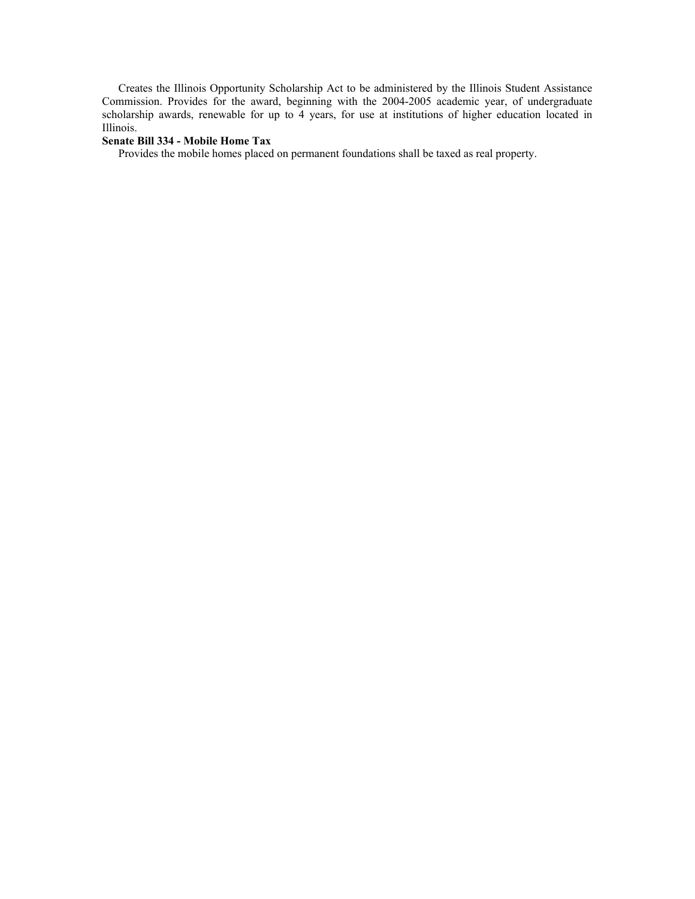Creates the Illinois Opportunity Scholarship Act to be administered by the Illinois Student Assistance Commission. Provides for the award, beginning with the 2004-2005 academic year, of undergraduate scholarship awards, renewable for up to 4 years, for use at institutions of higher education located in Illinois.

**Senate Bill 334 - Mobile Home Tax**

Provides the mobile homes placed on permanent foundations shall be taxed as real property.